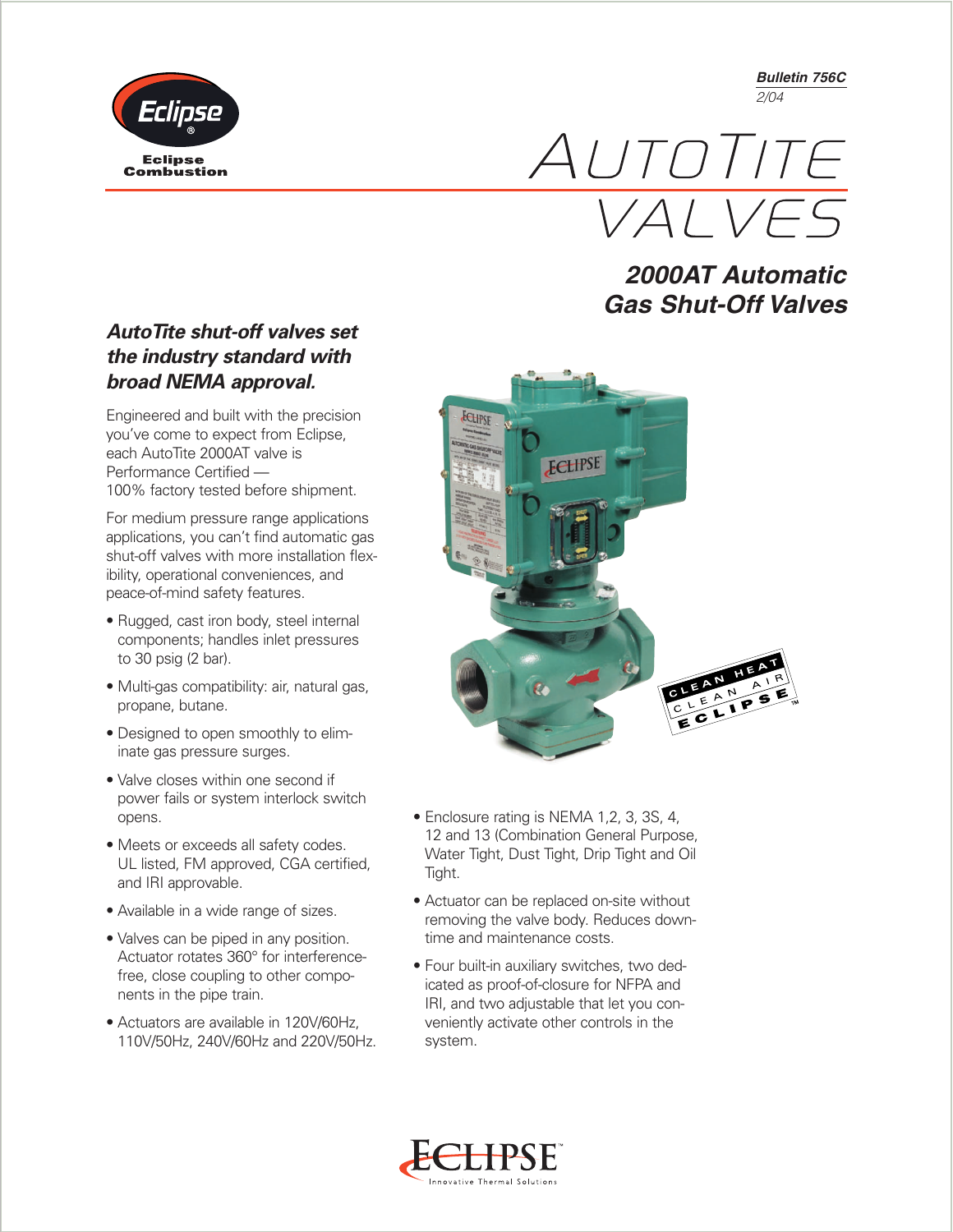Eclipse Combustion

*Bulletin 756C*
*2/04*

# AUTOTITE VALVES

## 2000AT Automatic Gas Shut-Off Valves

### *AutoTite shut-off valves set the industry standard with broad NEMA approval.*

Engineered and built with the precision you've come to expect from Eclipse, each AutoTite 2000AT valve is Performance Certified — 100% factory tested before shipment.

For medium pressure range applications applications, you can't find automatic gas shut-off valves with more installation flexibility, operational conveniences, and peace-of-mind safety features.

- Rugged, cast iron body, steel internal components; handles inlet pressures to 30 psig (2 bar).
- Multi-gas compatibility: air, natural gas, propane, butane.
- Designed to open smoothly to eliminate gas pressure surges.
- Valve closes within one second if power fails or system interlock switch opens.
- Meets or exceeds all safety codes. UL listed, FM approved, CGA certified, and IRI approvable.
- Available in a wide range of sizes.
- Valves can be piped in any position. Actuator rotates 360° for interference-free, close coupling to other components in the pipe train.
- Actuators are available in 120V/60Hz, 110V/50Hz, 240V/60Hz and 220V/50Hz.
- Enclosure rating is NEMA 1,2, 3, 3S, 4, 12 and 13 (Combination General Purpose, Water Tight, Dust Tight, Drip Tight and Oil Tight.
- Actuator can be replaced on-site without removing the valve body. Reduces downtime and maintenance costs.
- Four built-in auxiliary switches, two dedicated as proof-of-closure for NFPA and IRI, and two adjustable that let you conveniently activate other controls in the system.

ECLIPSE
Innovative Thermal Solutions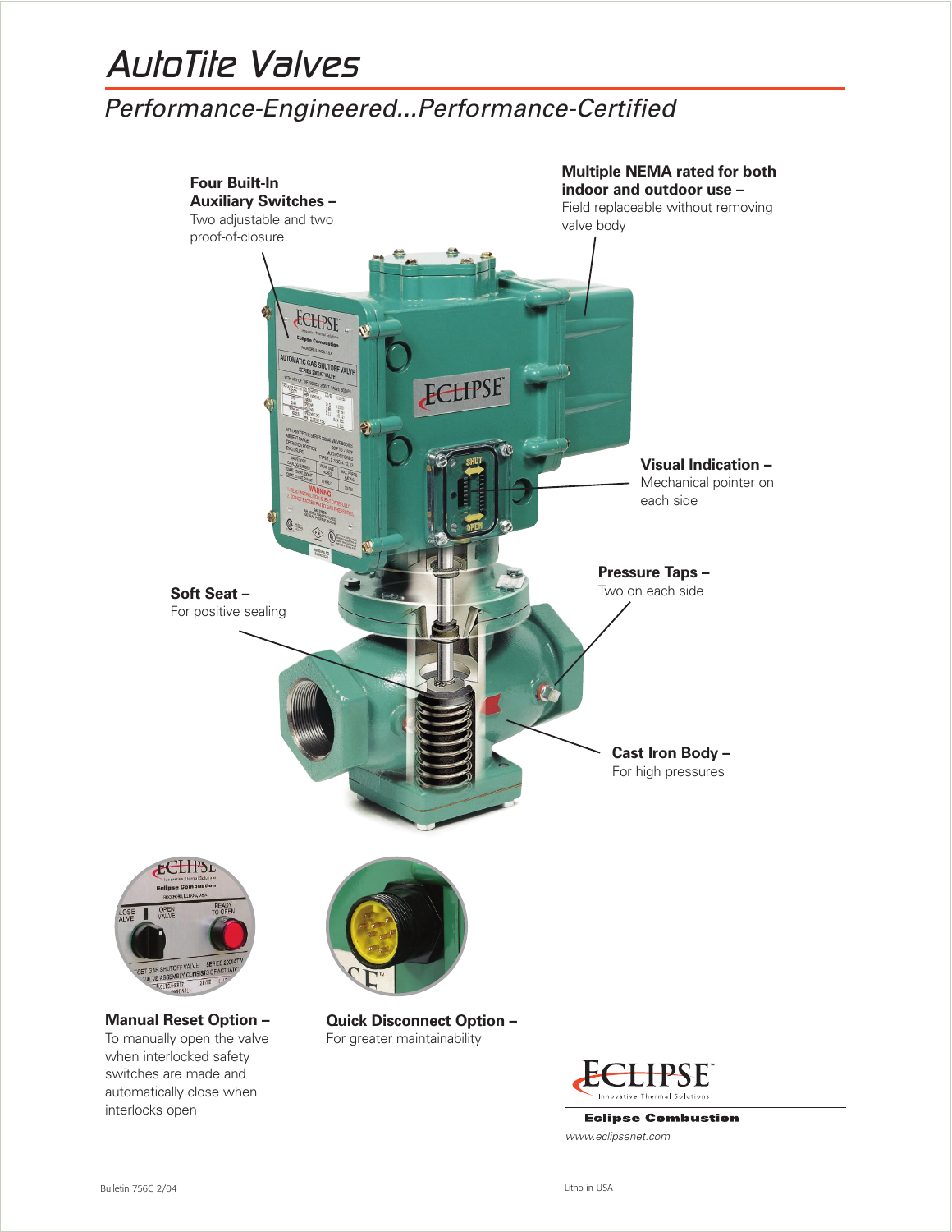# AutoTite Valves

*Performance-Engineered...Performance-Certified*

**Four Built-In Auxiliary Switches –** Two adjustable and two proof-of-closure.

**Multiple NEMA rated for both indoor and outdoor use –** Field replaceable without removing valve body

**Visual Indication –** Mechanical pointer on each side

**Pressure Taps –** Two on each side

**Soft Seat –** For positive sealing

**Cast Iron Body –** For high pressures

**Manual Reset Option –** To manually open the valve when interlocked safety switches are made and automatically close when interlocks open

**Quick Disconnect Option –** For greater maintainability

ECLIPSE
Innovative Thermal Solutions

**Eclipse Combustion**

*www.eclipsenet.com*

Bulletin 756C 2/04

Litho in USA